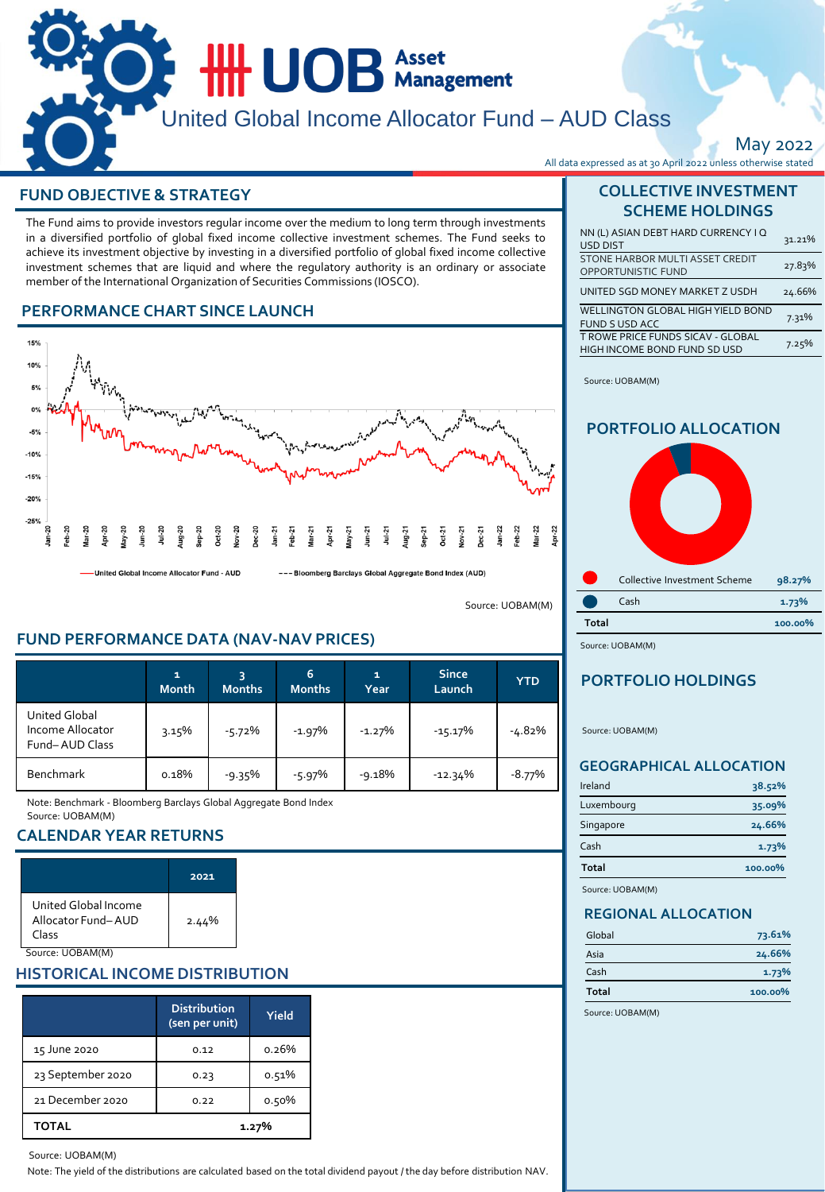# UOB Asset Management

## United Global Income Allocator Fund – AUD Class

May 2022

All data expressed as at 30 April 2022 unless otherwise stated

## FUND OBJECTIVE & STRATEGY

The Fund aims to provide investors regular income over the medium to long term through investments in a diversified portfolio of global fixed income collective investment schemes. The Fund seeks to achieve its investment objective by investing in a diversified portfolio of global fixed income collective investment schemes that are liquid and where the regulatory authority is an ordinary or associate member of the International Organization of Securities Commissions (IOSCO).

## PERFORMANCE CHART SINCE LAUNCH

United Global Income Allocator Fund - AUD — Bloomberg Barclays Global Aggregate Bond Index (AUD)

Source: UOBAM(M)

## FUND PERFORMANCE DATA (NAV-NAV PRICES)

| | 1 Month | 3 Months | 6 Months | 1 Year | Since Launch | YTD |
|---|---|---|---|---|---|---|
| United Global Income Allocator Fund– AUD Class | 3.15% | -5.72% | -1.97% | -1.27% | -15.17% | -4.82% |
| Benchmark | 0.18% | -9.35% | -5.97% | -9.18% | -12.34% | -8.77% |

Note: Benchmark - Bloomberg Barclays Global Aggregate Bond Index
Source: UOBAM(M)

## CALENDAR YEAR RETURNS

| | 2021 |
|---|---|
| United Global Income Allocator Fund– AUD Class | 2.44% |

Source: UOBAM(M)

## HISTORICAL INCOME DISTRIBUTION

| | Distribution (sen per unit) | Yield |
|---|---|---|
| 15 June 2020 | 0.12 | 0.26% |
| 23 September 2020 | 0.23 | 0.51% |
| 21 December 2020 | 0.22 | 0.50% |
| **TOTAL** | | **1.27%** |

Source: UOBAM(M)

Note: The yield of the distributions are calculated based on the total dividend payout / the day before distribution NAV.

## COLLECTIVE INVESTMENT SCHEME HOLDINGS

| | |
|---|---|
| NN (L) ASIAN DEBT HARD CURRENCY I Q USD DIST | 31.21% |
| STONE HARBOR MULTI ASSET CREDIT OPPORTUNISTIC FUND | 27.83% |
| UNITED SGD MONEY MARKET Z USDH | 24.66% |
| WELLINGTON GLOBAL HIGH YIELD BOND FUND S USD ACC | 7.31% |
| T ROWE PRICE FUNDS SICAV - GLOBAL HIGH INCOME BOND FUND SD USD | 7.25% |

Source: UOBAM(M)

## PORTFOLIO ALLOCATION

| | |
|---|---|
| Collective Investment Scheme | 98.27% |
| Cash | 1.73% |
| **Total** | **100.00%** |

Source: UOBAM(M)

## PORTFOLIO HOLDINGS

Source: UOBAM(M)

## GEOGRAPHICAL ALLOCATION

| | |
|---|---|
| Ireland | 38.52% |
| Luxembourg | 35.09% |
| Singapore | 24.66% |
| Cash | 1.73% |
| **Total** | **100.00%** |

Source: UOBAM(M)

## REGIONAL ALLOCATION

| | |
|---|---|
| Global | 73.61% |
| Asia | 24.66% |
| Cash | 1.73% |
| **Total** | **100.00%** |

Source: UOBAM(M)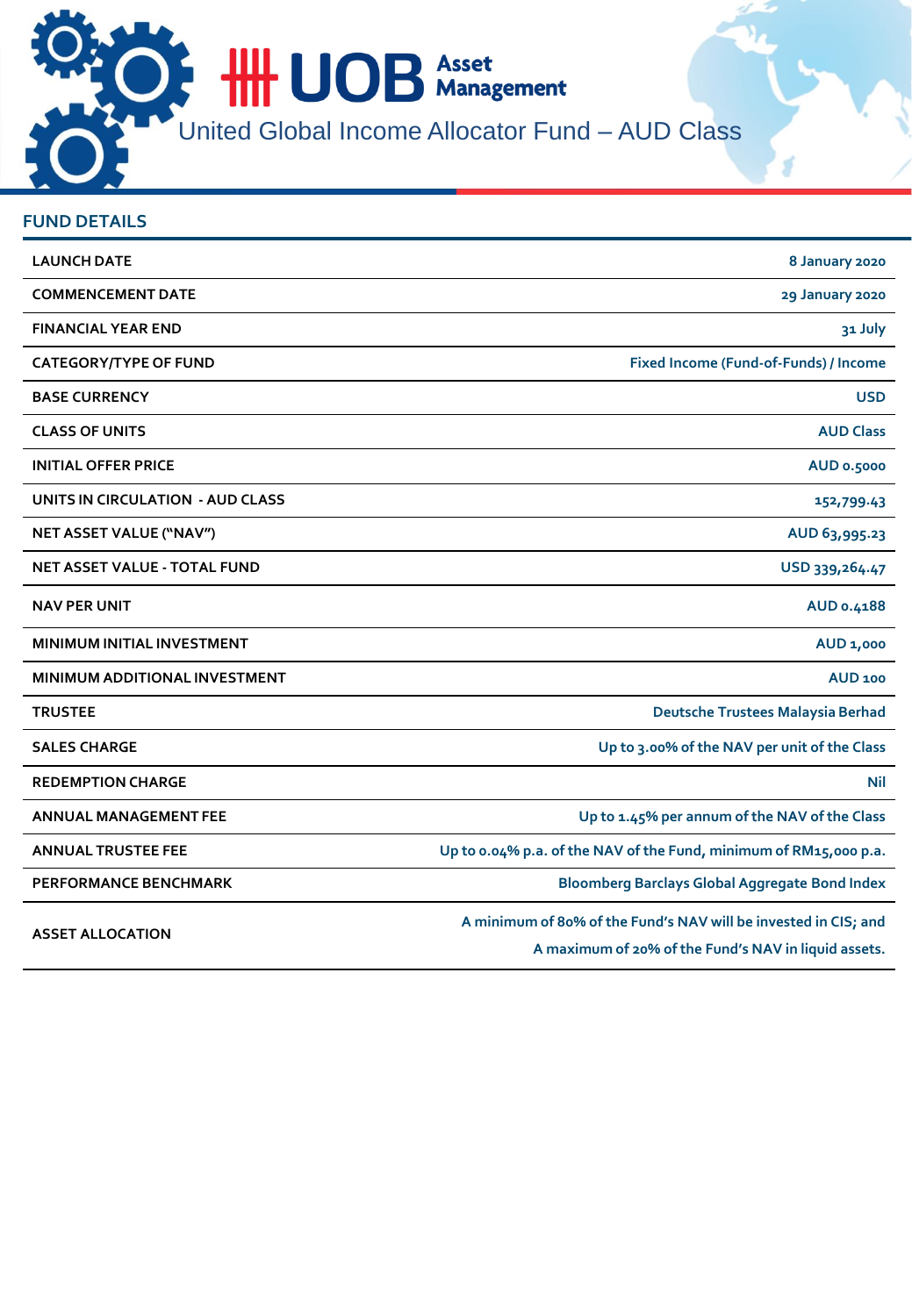# United Global Income Allocator Fund – AUD Class

## FUND DETAILS

| | |
|---|---|
| LAUNCH DATE | 8 January 2020 |
| COMMENCEMENT DATE | 29 January 2020 |
| FINANCIAL YEAR END | 31 July |
| CATEGORY/TYPE OF FUND | Fixed Income (Fund-of-Funds) / Income |
| BASE CURRENCY | USD |
| CLASS OF UNITS | AUD Class |
| INITIAL OFFER PRICE | AUD 0.5000 |
| UNITS IN CIRCULATION - AUD CLASS | 152,799.43 |
| NET ASSET VALUE ("NAV") | AUD 63,995.23 |
| NET ASSET VALUE - TOTAL FUND | USD 339,264.47 |
| NAV PER UNIT | AUD 0.4188 |
| MINIMUM INITIAL INVESTMENT | AUD 1,000 |
| MINIMUM ADDITIONAL INVESTMENT | AUD 100 |
| TRUSTEE | Deutsche Trustees Malaysia Berhad |
| SALES CHARGE | Up to 3.00% of the NAV per unit of the Class |
| REDEMPTION CHARGE | Nil |
| ANNUAL MANAGEMENT FEE | Up to 1.45% per annum of the NAV of the Class |
| ANNUAL TRUSTEE FEE | Up to 0.04% p.a. of the NAV of the Fund, minimum of RM15,000 p.a. |
| PERFORMANCE BENCHMARK | Bloomberg Barclays Global Aggregate Bond Index |
| ASSET ALLOCATION | A minimum of 80% of the Fund's NAV will be invested in CIS; and A maximum of 20% of the Fund's NAV in liquid assets. |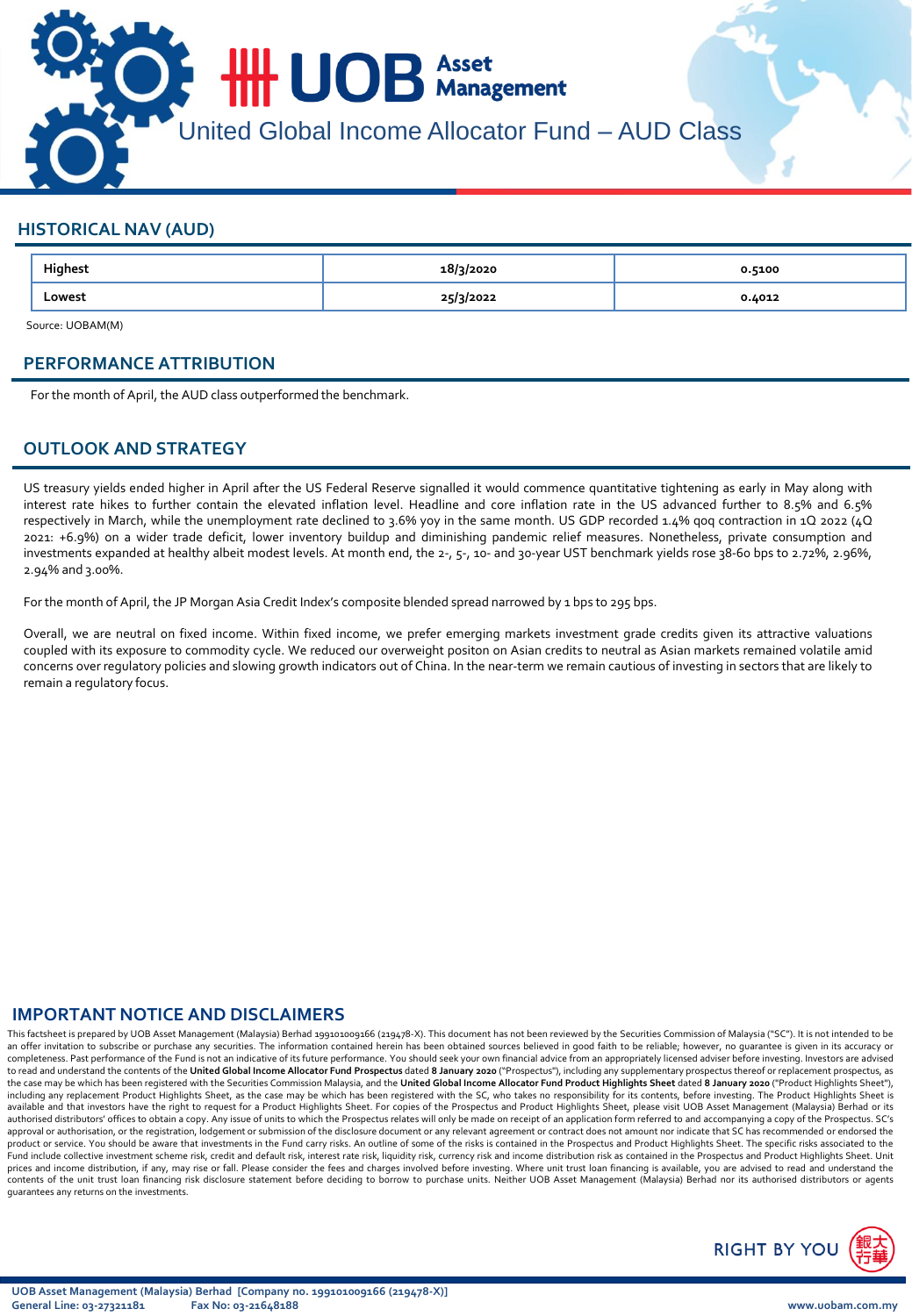# United Global Income Allocator Fund – AUD Class

## HISTORICAL NAV (AUD)

| | | |
|---|---|---|
| Highest | 18/3/2020 | 0.5100 |
| Lowest | 25/3/2022 | 0.4012 |

Source: UOBAM(M)

## PERFORMANCE ATTRIBUTION

For the month of April, the AUD class outperformed the benchmark.

## OUTLOOK AND STRATEGY

US treasury yields ended higher in April after the US Federal Reserve signalled it would commence quantitative tightening as early in May along with interest rate hikes to further contain the elevated inflation level. Headline and core inflation rate in the US advanced further to 8.5% and 6.5% respectively in March, while the unemployment rate declined to 3.6% yoy in the same month. US GDP recorded 1.4% qoq contraction in 1Q 2022 (4Q 2021: +6.9%) on a wider trade deficit, lower inventory buildup and diminishing pandemic relief measures. Nonetheless, private consumption and investments expanded at healthy albeit modest levels. At month end, the 2-, 5-, 10- and 30-year UST benchmark yields rose 38-60 bps to 2.72%, 2.96%, 2.94% and 3.00%.

For the month of April, the JP Morgan Asia Credit Index's composite blended spread narrowed by 1 bps to 295 bps.

Overall, we are neutral on fixed income. Within fixed income, we prefer emerging markets investment grade credits given its attractive valuations coupled with its exposure to commodity cycle. We reduced our overweight positon on Asian credits to neutral as Asian markets remained volatile amid concerns over regulatory policies and slowing growth indicators out of China. In the near-term we remain cautious of investing in sectors that are likely to remain a regulatory focus.

## IMPORTANT NOTICE AND DISCLAIMERS

This factsheet is prepared by UOB Asset Management (Malaysia) Berhad 199101009166 (219478-X). This document has not been reviewed by the Securities Commission of Malaysia ("SC"). It is not intended to be an offer invitation to subscribe or purchase any securities. The information contained herein has been obtained sources believed in good faith to be reliable; however, no guarantee is given in its accuracy or completeness. Past performance of the Fund is not an indicative of its future performance. You should seek your own financial advice from an appropriately licensed adviser before investing. Investors are advised to read and understand the contents of the **United Global Income Allocator Fund Prospectus** dated **8 January 2020** ("Prospectus"), including any supplementary prospectus thereof or replacement prospectus, as the case may be which has been registered with the Securities Commission Malaysia, and the **United Global Income Allocator Fund Product Highlights Sheet** dated **8 January 2020** ("Product Highlights Sheet"), including any replacement Product Highlights Sheet, as the case may be which has been registered with the SC, who takes no responsibility for its contents, before investing. The Product Highlights Sheet is available and that investors have the right to request for a Product Highlights Sheet. For copies of the Prospectus and Product Highlights Sheet, please visit UOB Asset Management (Malaysia) Berhad or its authorised distributors' offices to obtain a copy. Any issue of units to which the Prospectus relates will only be made on receipt of an application form referred to and accompanying a copy of the Prospectus. SC's approval or authorisation, or the registration, lodgement or submission of the disclosure document or any relevant agreement or contract does not amount nor indicate that SC has recommended or endorsed the product or service. You should be aware that investments in the Fund carry risks. An outline of some of the risks is contained in the Prospectus and Product Highlights Sheet. The specific risks associated to the Fund include collective investment scheme risk, credit and default risk, interest rate risk, liquidity risk, currency risk and income distribution risk as contained in the Prospectus and Product Highlights Sheet. Unit prices and income distribution, if any, may rise or fall. Please consider the fees and charges involved before investing. Where unit trust loan financing is available, you are advised to read and understand the contents of the unit trust loan financing risk disclosure statement before deciding to borrow to purchase units. Neither UOB Asset Management (Malaysia) Berhad nor its authorised distributors or agents guarantees any returns on the investments.

RIGHT BY YOU

**UOB Asset Management (Malaysia) Berhad [Company no. 199101009166 (219478-X)]**
**General Line: 03-27321181** **Fax No: 03-21648188** **www.uobam.com.my**